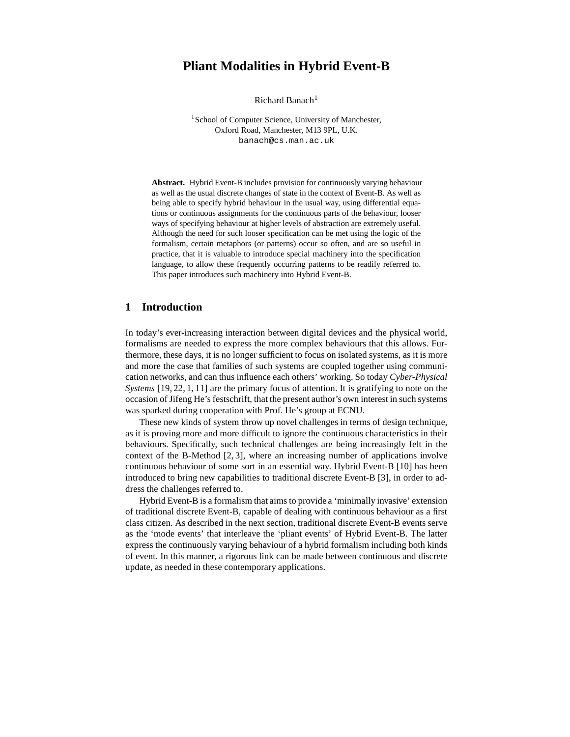# Pliant Modalities in Hybrid Event-B

Richard Banach[1]

[1]School of Computer Science, University of Manchester,
Oxford Road, Manchester, M13 9PL, U.K.
banach@cs.man.ac.uk

**Abstract.** Hybrid Event-B includes provision for continuously varying behaviour as well as the usual discrete changes of state in the context of Event-B. As well as being able to specify hybrid behaviour in the usual way, using differential equations or continuous assignments for the continuous parts of the behaviour, looser ways of specifying behaviour at higher levels of abstraction are extremely useful. Although the need for such looser specification can be met using the logic of the formalism, certain metaphors (or patterns) occur so often, and are so useful in practice, that it is valuable to introduce special machinery into the specification language, to allow these frequently occurring patterns to be readily referred to. This paper introduces such machinery into Hybrid Event-B.

## 1 Introduction

In today's ever-increasing interaction between digital devices and the physical world, formalisms are needed to express the more complex behaviours that this allows. Furthermore, these days, it is no longer sufficient to focus on isolated systems, as it is more and more the case that families of such systems are coupled together using communication networks, and can thus influence each others' working. So today *Cyber-Physical Systems* [19, 22, 1, 11] are the primary focus of attention. It is gratifying to note on the occasion of Jifeng He's festschrift, that the present author's own interest in such systems was sparked during cooperation with Prof. He's group at ECNU.

These new kinds of system throw up novel challenges in terms of design technique, as it is proving more and more difficult to ignore the continuous characteristics in their behaviours. Specifically, such technical challenges are being increasingly felt in the context of the B-Method [2, 3], where an increasing number of applications involve continuous behaviour of some sort in an essential way. Hybrid Event-B [10] has been introduced to bring new capabilities to traditional discrete Event-B [3], in order to address the challenges referred to.

Hybrid Event-B is a formalism that aims to provide a 'minimally invasive' extension of traditional discrete Event-B, capable of dealing with continuous behaviour as a first class citizen. As described in the next section, traditional discrete Event-B events serve as the 'mode events' that interleave the 'pliant events' of Hybrid Event-B. The latter express the continuously varying behaviour of a hybrid formalism including both kinds of event. In this manner, a rigorous link can be made between continuous and discrete update, as needed in these contemporary applications.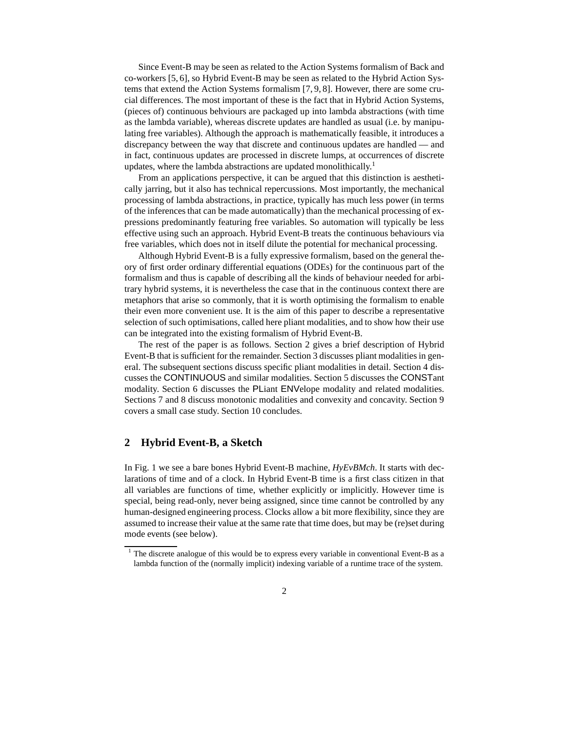Since Event-B may be seen as related to the Action Systems formalism of Back and co-workers [5, 6], so Hybrid Event-B may be seen as related to the Hybrid Action Systems that extend the Action Systems formalism [7, 9, 8]. However, there are some crucial differences. The most important of these is the fact that in Hybrid Action Systems, (pieces of) continuous behviours are packaged up into lambda abstractions (with time as the lambda variable), whereas discrete updates are handled as usual (i.e. by manipulating free variables). Although the approach is mathematically feasible, it introduces a discrepancy between the way that discrete and continuous updates are handled — and in fact, continuous updates are processed in discrete lumps, at occurrences of discrete updates, where the lambda abstractions are updated monolithically.[1]

From an applications perspective, it can be argued that this distinction is aesthetically jarring, but it also has technical repercussions. Most importantly, the mechanical processing of lambda abstractions, in practice, typically has much less power (in terms of the inferences that can be made automatically) than the mechanical processing of expressions predominantly featuring free variables. So automation will typically be less effective using such an approach. Hybrid Event-B treats the continuous behaviours via free variables, which does not in itself dilute the potential for mechanical processing.

Although Hybrid Event-B is a fully expressive formalism, based on the general theory of first order ordinary differential equations (ODEs) for the continuous part of the formalism and thus is capable of describing all the kinds of behaviour needed for arbitrary hybrid systems, it is nevertheless the case that in the continuous context there are metaphors that arise so commonly, that it is worth optimising the formalism to enable their even more convenient use. It is the aim of this paper to describe a representative selection of such optimisations, called here pliant modalities, and to show how their use can be integrated into the existing formalism of Hybrid Event-B.

The rest of the paper is as follows. Section 2 gives a brief description of Hybrid Event-B that is sufficient for the remainder. Section 3 discusses pliant modalities in general. The subsequent sections discuss specific pliant modalities in detail. Section 4 discusses the CONTINUOUS and similar modalities. Section 5 discusses the CONSTant modality. Section 6 discusses the PLiant ENVelope modality and related modalities. Sections 7 and 8 discuss monotonic modalities and convexity and concavity. Section 9 covers a small case study. Section 10 concludes.

## 2 Hybrid Event-B, a Sketch

In Fig. 1 we see a bare bones Hybrid Event-B machine, *HyEvBMch*. It starts with declarations of time and of a clock. In Hybrid Event-B time is a first class citizen in that all variables are functions of time, whether explicitly or implicitly. However time is special, being read-only, never being assigned, since time cannot be controlled by any human-designed engineering process. Clocks allow a bit more flexibility, since they are assumed to increase their value at the same rate that time does, but may be (re)set during mode events (see below).

[1] The discrete analogue of this would be to express every variable in conventional Event-B as a lambda function of the (normally implicit) indexing variable of a runtime trace of the system.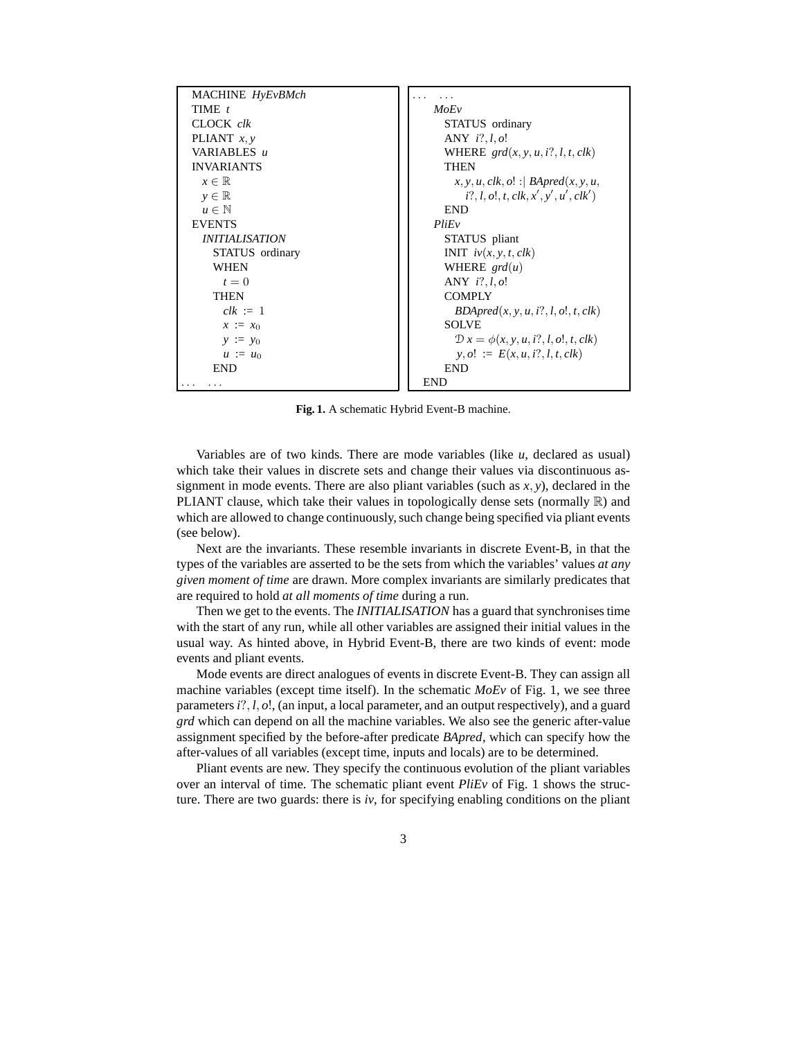```
MACHINE HyEvBMch
  TIME t
  CLOCK clk
  PLIANT x, y
  VARIABLES u
  INVARIANTS
    x ∈ ℝ
    y ∈ ℝ
    u ∈ ℕ
  EVENTS
    INITIALISATION
      STATUS ordinary
      WHEN
        t = 0
      THEN
        clk := 1
        x := x₀
        y := y₀
        u := u₀
      END
... ...
```

```
... ...
    MoEv
      STATUS ordinary
      ANY i?, l, o!
      WHERE grd(x, y, u, i?, l, t, clk)
      THEN
        x, y, u, clk, o! :| BApred(x, y, u,
          i?, l, o!, t, clk, x′, y′, u′, clk′)
      END
    PliEv
      STATUS pliant
      INIT iv(x, y, t, clk)
      WHERE grd(u)
      ANY i?, l, o!
      COMPLY
        BDApred(x, y, u, i?, l, o!, t, clk)
      SOLVE
        𝒟 x = φ(x, y, u, i?, l, o!, t, clk)
        y, o! := E(x, u, i?, l, t, clk)
      END
END
```

**Fig. 1.** A schematic Hybrid Event-B machine.

Variables are of two kinds. There are mode variables (like $u$, declared as usual) which take their values in discrete sets and change their values via discontinuous assignment in mode events. There are also pliant variables (such as $x, y$), declared in the PLIANT clause, which take their values in topologically dense sets (normally $\mathbb{R}$) and which are allowed to change continuously, such change being specified via pliant events (see below).

Next are the invariants. These resemble invariants in discrete Event-B, in that the types of the variables are asserted to be the sets from which the variables' values *at any given moment of time* are drawn. More complex invariants are similarly predicates that are required to hold *at all moments of time* during a run.

Then we get to the events. The *INITIALISATION* has a guard that synchronises time with the start of any run, while all other variables are assigned their initial values in the usual way. As hinted above, in Hybrid Event-B, there are two kinds of event: mode events and pliant events.

Mode events are direct analogues of events in discrete Event-B. They can assign all machine variables (except time itself). In the schematic *MoEv* of Fig. 1, we see three parameters $i?, l, o!$, (an input, a local parameter, and an output respectively), and a guard *grd* which can depend on all the machine variables. We also see the generic after-value assignment specified by the before-after predicate *BApred*, which can specify how the after-values of all variables (except time, inputs and locals) are to be determined.

Pliant events are new. They specify the continuous evolution of the pliant variables over an interval of time. The schematic pliant event *PliEv* of Fig. 1 shows the structure. There are two guards: there is *iv*, for specifying enabling conditions on the pliant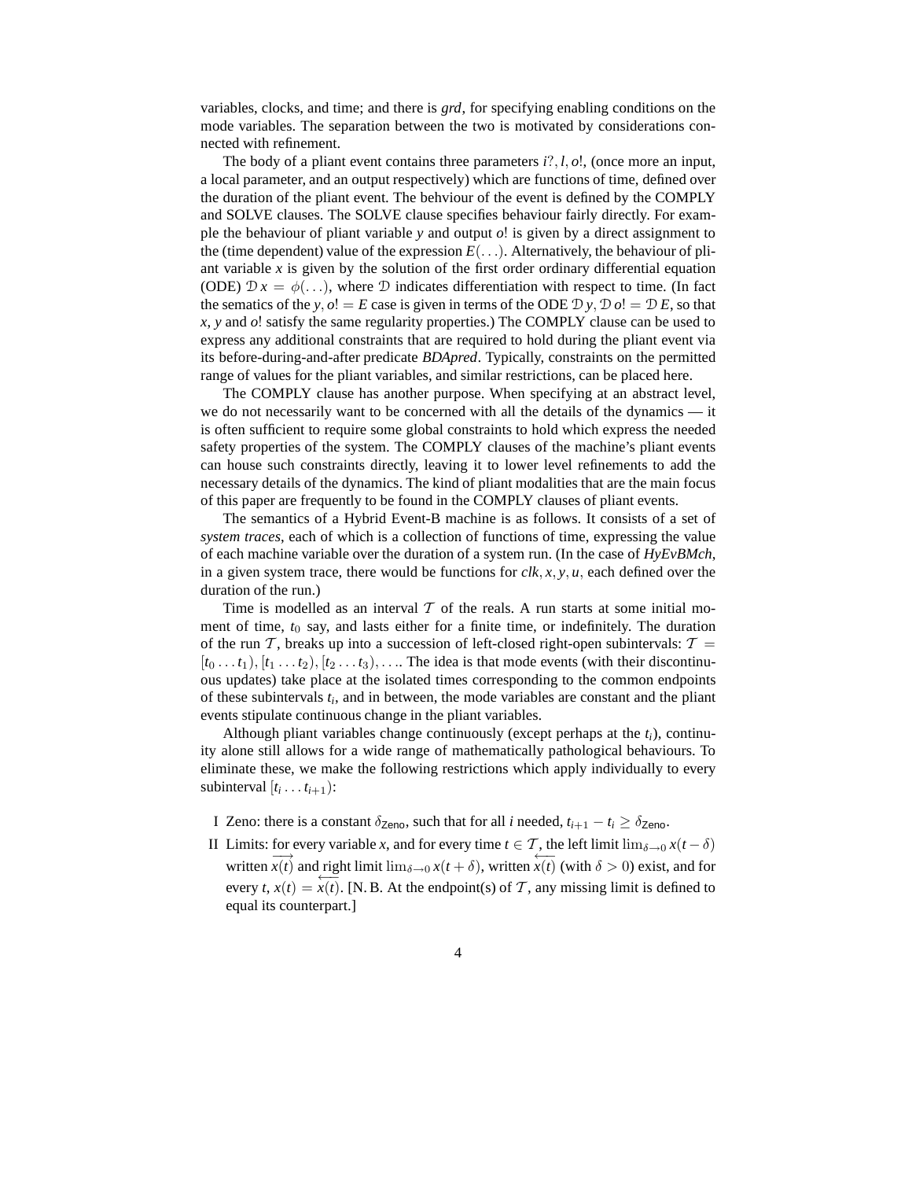variables, clocks, and time; and there is *grd*, for specifying enabling conditions on the mode variables. The separation between the two is motivated by considerations connected with refinement.

The body of a pliant event contains three parameters $i?, l, o!$, (once more an input, a local parameter, and an output respectively) which are functions of time, defined over the duration of the pliant event. The behviour of the event is defined by the COMPLY and SOLVE clauses. The SOLVE clause specifies behaviour fairly directly. For example the behaviour of pliant variable $y$ and output $o!$ is given by a direct assignment to the (time dependent) value of the expression $E(\ldots)$. Alternatively, the behaviour of pliant variable $x$ is given by the solution of the first order ordinary differential equation (ODE) $\mathcal{D}\, x = \phi(\ldots)$, where $\mathcal{D}$ indicates differentiation with respect to time. (In fact the sematics of the $y, o! = E$ case is given in terms of the ODE $\mathcal{D}\, y, \mathcal{D}\, o! = \mathcal{D}\, E$, so that $x$, $y$ and $o!$ satisfy the same regularity properties.) The COMPLY clause can be used to express any additional constraints that are required to hold during the pliant event via its before-during-and-after predicate *BDApred*. Typically, constraints on the permitted range of values for the pliant variables, and similar restrictions, can be placed here.

The COMPLY clause has another purpose. When specifying at an abstract level, we do not necessarily want to be concerned with all the details of the dynamics — it is often sufficient to require some global constraints to hold which express the needed safety properties of the system. The COMPLY clauses of the machine's pliant events can house such constraints directly, leaving it to lower level refinements to add the necessary details of the dynamics. The kind of pliant modalities that are the main focus of this paper are frequently to be found in the COMPLY clauses of pliant events.

The semantics of a Hybrid Event-B machine is as follows. It consists of a set of *system traces*, each of which is a collection of functions of time, expressing the value of each machine variable over the duration of a system run. (In the case of *HyEvBMch*, in a given system trace, there would be functions for $clk, x, y, u$, each defined over the duration of the run.)

Time is modelled as an interval $\mathcal{T}$ of the reals. A run starts at some initial moment of time, $t_0$ say, and lasts either for a finite time, or indefinitely. The duration of the run $\mathcal{T}$, breaks up into a succession of left-closed right-open subintervals: $\mathcal{T} = [t_0 \ldots t_1), [t_1 \ldots t_2), [t_2 \ldots t_3), \ldots$. The idea is that mode events (with their discontinuous updates) take place at the isolated times corresponding to the common endpoints of these subintervals $t_i$, and in between, the mode variables are constant and the pliant events stipulate continuous change in the pliant variables.

Although pliant variables change continuously (except perhaps at the $t_i$), continuity alone still allows for a wide range of mathematically pathological behaviours. To eliminate these, we make the following restrictions which apply individually to every subinterval $[t_i \ldots t_{i+1})$:

- I Zeno: there is a constant $\delta_{\mathsf{Zeno}}$, such that for all $i$ needed, $t_{i+1} - t_i \geq \delta_{\mathsf{Zeno}}$.
- II Limits: for every variable $x$, and for every time $t \in \mathcal{T}$, the left limit $\lim_{\delta \to 0} x(t - \delta)$ written $\overrightarrow{x(t)}$ and right limit $\lim_{\delta \to 0} x(t + \delta)$, written $\overleftarrow{x(t)}$ (with $\delta > 0$) exist, and for every $t$, $x(t) = \overleftarrow{x(t)}$. [N. B. At the endpoint(s) of $\mathcal{T}$, any missing limit is defined to equal its counterpart.]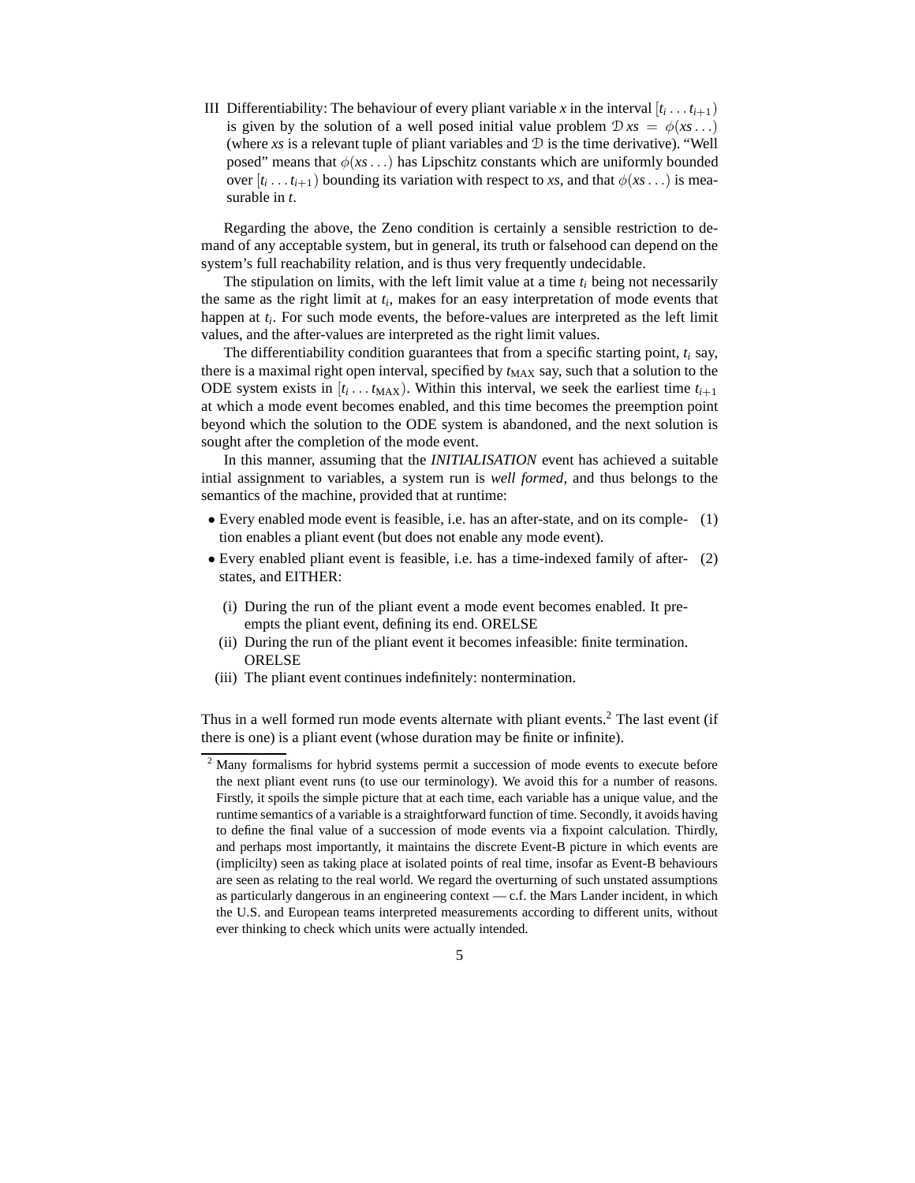III Differentiability: The behaviour of every pliant variable $x$ in the interval $[t_i \ldots t_{i+1})$ is given by the solution of a well posed initial value problem $\mathcal{D}\,xs = \phi(xs\ldots)$ (where $xs$ is a relevant tuple of pliant variables and $\mathcal{D}$ is the time derivative). "Well posed" means that $\phi(xs\ldots)$ has Lipschitz constants which are uniformly bounded over $[t_i \ldots t_{i+1})$ bounding its variation with respect to $xs$, and that $\phi(xs\ldots)$ is measurable in $t$.

Regarding the above, the Zeno condition is certainly a sensible restriction to demand of any acceptable system, but in general, its truth or falsehood can depend on the system's full reachability relation, and is thus very frequently undecidable.

The stipulation on limits, with the left limit value at a time $t_i$ being not necessarily the same as the right limit at $t_i$, makes for an easy interpretation of mode events that happen at $t_i$. For such mode events, the before-values are interpreted as the left limit values, and the after-values are interpreted as the right limit values.

The differentiability condition guarantees that from a specific starting point, $t_i$ say, there is a maximal right open interval, specified by $t_{\mathrm{MAX}}$ say, such that a solution to the ODE system exists in $[t_i \ldots t_{\mathrm{MAX}})$. Within this interval, we seek the earliest time $t_{i+1}$ at which a mode event becomes enabled, and this time becomes the preemption point beyond which the solution to the ODE system is abandoned, and the next solution is sought after the completion of the mode event.

In this manner, assuming that the *INITIALISATION* event has achieved a suitable intial assignment to variables, a system run is *well formed*, and thus belongs to the semantics of the machine, provided that at runtime:

- Every enabled mode event is feasible, i.e. has an after-state, and on its completion enables a pliant event (but does not enable any mode event). (1)
- Every enabled pliant event is feasible, i.e. has a time-indexed family of after-states, and EITHER: (2)
  - (i) During the run of the pliant event a mode event becomes enabled. It preempts the pliant event, defining its end. ORELSE
  - (ii) During the run of the pliant event it becomes infeasible: finite termination. ORELSE
  - (iii) The pliant event continues indefinitely: nontermination.

Thus in a well formed run mode events alternate with pliant events.[2] The last event (if there is one) is a pliant event (whose duration may be finite or infinite).

[2] Many formalisms for hybrid systems permit a succession of mode events to execute before the next pliant event runs (to use our terminology). We avoid this for a number of reasons. Firstly, it spoils the simple picture that at each time, each variable has a unique value, and the runtime semantics of a variable is a straightforward function of time. Secondly, it avoids having to define the final value of a succession of mode events via a fixpoint calculation. Thirdly, and perhaps most importantly, it maintains the discrete Event-B picture in which events are (implicilty) seen as taking place at isolated points of real time, insofar as Event-B behaviours are seen as relating to the real world. We regard the overturning of such unstated assumptions as particularly dangerous in an engineering context — c.f. the Mars Lander incident, in which the U.S. and European teams interpreted measurements according to different units, without ever thinking to check which units were actually intended.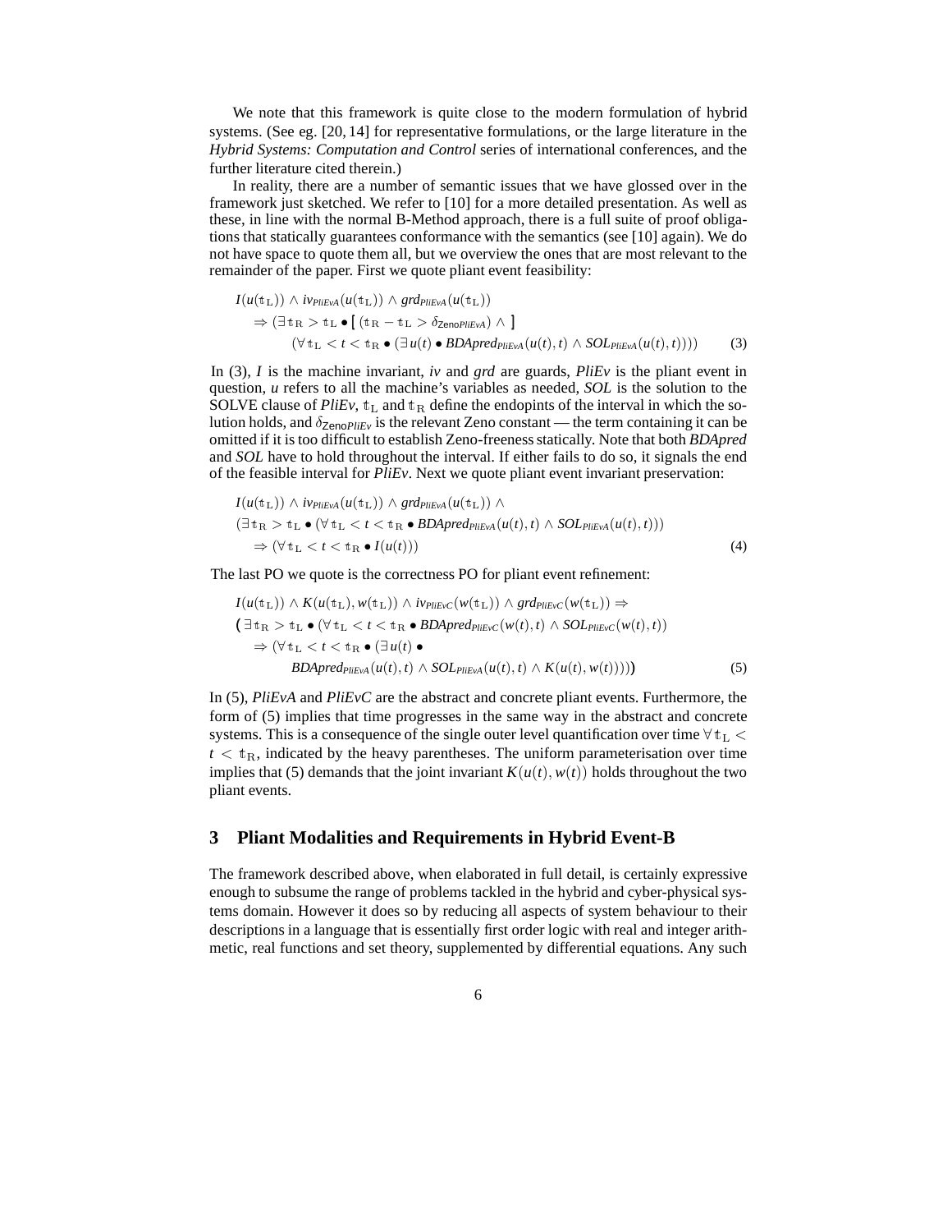We note that this framework is quite close to the modern formulation of hybrid systems. (See eg. [20, 14] for representative formulations, or the large literature in the *Hybrid Systems: Computation and Control* series of international conferences, and the further literature cited therein.)

In reality, there are a number of semantic issues that we have glossed over in the framework just sketched. We refer to [10] for a more detailed presentation. As well as these, in line with the normal B-Method approach, there is a full suite of proof obligations that statically guarantees conformance with the semantics (see [10] again). We do not have space to quote them all, but we overview the ones that are most relevant to the remainder of the paper. First we quote pliant event feasibility:

$$
\begin{aligned}
& I(u(\mathbb{t}_{\mathrm{L}})) \wedge iv_{PliEvA}(u(\mathbb{t}_{\mathrm{L}})) \wedge grd_{PliEvA}(u(\mathbb{t}_{\mathrm{L}})) \\
& \quad \Rightarrow (\exists\, \mathbb{t}_{\mathrm{R}} > \mathbb{t}_{\mathrm{L}} \bullet [\, (\mathbb{t}_{\mathrm{R}} - \mathbb{t}_{\mathrm{L}} > \delta_{\mathsf{Zeno}PliEvA}) \wedge \,] \\
& \qquad (\forall\, \mathbb{t}_{\mathrm{L}} < t < \mathbb{t}_{\mathrm{R}} \bullet (\exists\, u(t) \bullet BDApred_{PliEvA}(u(t),t) \wedge SOL_{PliEvA}(u(t),t)))) \qquad (3)
\end{aligned}
$$

In (3), $I$ is the machine invariant, *iv* and *grd* are guards, *PliEv* is the pliant event in question, $u$ refers to all the machine's variables as needed, *SOL* is the solution to the SOLVE clause of *PliEv*, $\mathbb{t}_{\mathrm{L}}$ and $\mathbb{t}_{\mathrm{R}}$ define the endopints of the interval in which the solution holds, and $\delta_{\mathsf{Zeno}PliEv}$ is the relevant Zeno constant — the term containing it can be omitted if it is too difficult to establish Zeno-freeness statically. Note that both *BDApred* and *SOL* have to hold throughout the interval. If either fails to do so, it signals the end of the feasible interval for *PliEv*. Next we quote pliant event invariant preservation:

$$
\begin{aligned}
& I(u(\mathbb{t}_{\mathrm{L}})) \wedge iv_{PliEvA}(u(\mathbb{t}_{\mathrm{L}})) \wedge grd_{PliEvA}(u(\mathbb{t}_{\mathrm{L}})) \wedge \\
& (\exists\, \mathbb{t}_{\mathrm{R}} > \mathbb{t}_{\mathrm{L}} \bullet (\forall\, \mathbb{t}_{\mathrm{L}} < t < \mathbb{t}_{\mathrm{R}} \bullet BDApred_{PliEvA}(u(t),t) \wedge SOL_{PliEvA}(u(t),t))) \\
& \quad \Rightarrow (\forall\, \mathbb{t}_{\mathrm{L}} < t < \mathbb{t}_{\mathrm{R}} \bullet I(u(t))) \qquad (4)
\end{aligned}
$$

The last PO we quote is the correctness PO for pliant event refinement:

$$
\begin{aligned}
& I(u(\mathbb{t}_{\mathrm{L}})) \wedge K(u(\mathbb{t}_{\mathrm{L}}), w(\mathbb{t}_{\mathrm{L}})) \wedge iv_{PliEvC}(w(\mathbb{t}_{\mathrm{L}})) \wedge grd_{PliEvC}(w(\mathbb{t}_{\mathrm{L}})) \Rightarrow \\
& \big(\, \exists\, \mathbb{t}_{\mathrm{R}} > \mathbb{t}_{\mathrm{L}} \bullet (\forall\, \mathbb{t}_{\mathrm{L}} < t < \mathbb{t}_{\mathrm{R}} \bullet BDApred_{PliEvC}(w(t),t) \wedge SOL_{PliEvC}(w(t),t)) \\
& \quad \Rightarrow (\forall\, \mathbb{t}_{\mathrm{L}} < t < \mathbb{t}_{\mathrm{R}} \bullet (\exists\, u(t) \bullet \\
& \qquad BDApred_{PliEvA}(u(t),t) \wedge SOL_{PliEvA}(u(t),t) \wedge K(u(t),w(t))))\big) \qquad (5)
\end{aligned}
$$

In (5), *PliEvA* and *PliEvC* are the abstract and concrete pliant events. Furthermore, the form of (5) implies that time progresses in the same way in the abstract and concrete systems. This is a consequence of the single outer level quantification over time $\forall\, \mathbb{t}_{\mathrm{L}} < t < \mathbb{t}_{\mathrm{R}}$, indicated by the heavy parentheses. The uniform parameterisation over time implies that (5) demands that the joint invariant $K(u(t), w(t))$ holds throughout the two pliant events.

## 3 Pliant Modalities and Requirements in Hybrid Event-B

The framework described above, when elaborated in full detail, is certainly expressive enough to subsume the range of problems tackled in the hybrid and cyber-physical systems domain. However it does so by reducing all aspects of system behaviour to their descriptions in a language that is essentially first order logic with real and integer arithmetic, real functions and set theory, supplemented by differential equations. Any such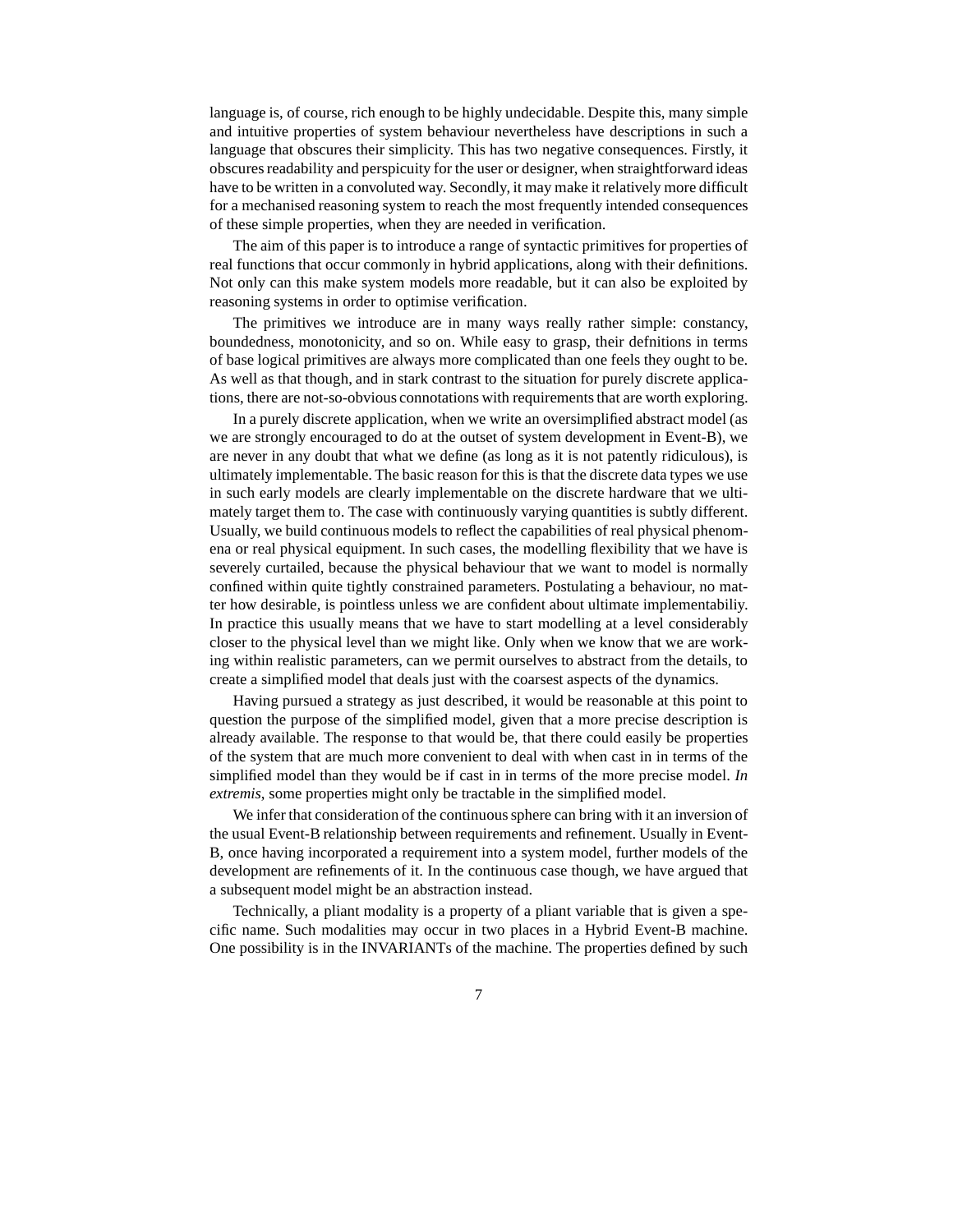language is, of course, rich enough to be highly undecidable. Despite this, many simple and intuitive properties of system behaviour nevertheless have descriptions in such a language that obscures their simplicity. This has two negative consequences. Firstly, it obscures readability and perspicuity for the user or designer, when straightforward ideas have to be written in a convoluted way. Secondly, it may make it relatively more difficult for a mechanised reasoning system to reach the most frequently intended consequences of these simple properties, when they are needed in verification.

The aim of this paper is to introduce a range of syntactic primitives for properties of real functions that occur commonly in hybrid applications, along with their definitions. Not only can this make system models more readable, but it can also be exploited by reasoning systems in order to optimise verification.

The primitives we introduce are in many ways really rather simple: constancy, boundedness, monotonicity, and so on. While easy to grasp, their defnitions in terms of base logical primitives are always more complicated than one feels they ought to be. As well as that though, and in stark contrast to the situation for purely discrete applications, there are not-so-obvious connotations with requirements that are worth exploring.

In a purely discrete application, when we write an oversimplified abstract model (as we are strongly encouraged to do at the outset of system development in Event-B), we are never in any doubt that what we define (as long as it is not patently ridiculous), is ultimately implementable. The basic reason for this is that the discrete data types we use in such early models are clearly implementable on the discrete hardware that we ultimately target them to. The case with continuously varying quantities is subtly different. Usually, we build continuous models to reflect the capabilities of real physical phenomena or real physical equipment. In such cases, the modelling flexibility that we have is severely curtailed, because the physical behaviour that we want to model is normally confined within quite tightly constrained parameters. Postulating a behaviour, no matter how desirable, is pointless unless we are confident about ultimate implementabiliy. In practice this usually means that we have to start modelling at a level considerably closer to the physical level than we might like. Only when we know that we are working within realistic parameters, can we permit ourselves to abstract from the details, to create a simplified model that deals just with the coarsest aspects of the dynamics.

Having pursued a strategy as just described, it would be reasonable at this point to question the purpose of the simplified model, given that a more precise description is already available. The response to that would be, that there could easily be properties of the system that are much more convenient to deal with when cast in in terms of the simplified model than they would be if cast in in terms of the more precise model. *In extremis*, some properties might only be tractable in the simplified model.

We infer that consideration of the continuous sphere can bring with it an inversion of the usual Event-B relationship between requirements and refinement. Usually in Event-B, once having incorporated a requirement into a system model, further models of the development are refinements of it. In the continuous case though, we have argued that a subsequent model might be an abstraction instead.

Technically, a pliant modality is a property of a pliant variable that is given a specific name. Such modalities may occur in two places in a Hybrid Event-B machine. One possibility is in the INVARIANTs of the machine. The properties defined by such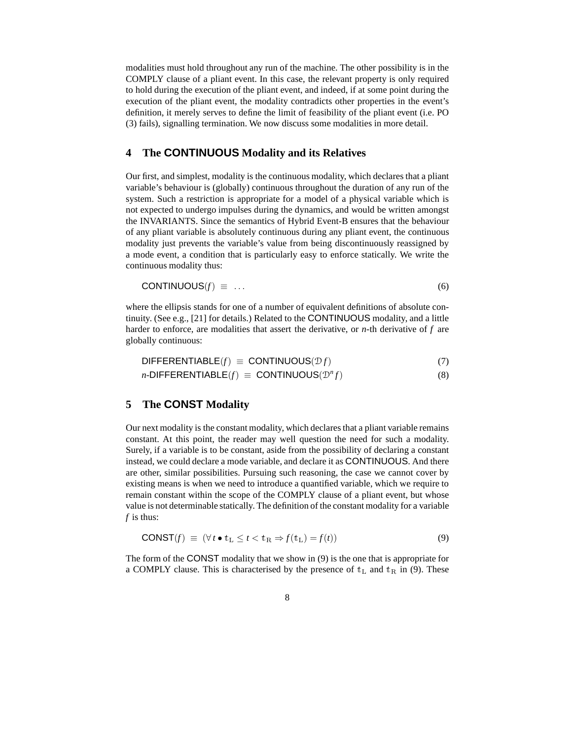modalities must hold throughout any run of the machine. The other possibility is in the COMPLY clause of a pliant event. In this case, the relevant property is only required to hold during the execution of the pliant event, and indeed, if at some point during the execution of the pliant event, the modality contradicts other properties in the event's definition, it merely serves to define the limit of feasibility of the pliant event (i.e. PO (3) fails), signalling termination. We now discuss some modalities in more detail.

## 4 The CONTINUOUS Modality and its Relatives

Our first, and simplest, modality is the continuous modality, which declares that a pliant variable's behaviour is (globally) continuous throughout the duration of any run of the system. Such a restriction is appropriate for a model of a physical variable which is not expected to undergo impulses during the dynamics, and would be written amongst the INVARIANTS. Since the semantics of Hybrid Event-B ensures that the behaviour of any pliant variable is absolutely continuous during any pliant event, the continuous modality just prevents the variable's value from being discontinuously reassigned by a mode event, a condition that is particularly easy to enforce statically. We write the continuous modality thus:

$$\mathsf{CONTINUOUS}(f) \;\equiv\; \ldots \tag{6}$$

where the ellipsis stands for one of a number of equivalent definitions of absolute continuity. (See e.g., [21] for details.) Related to the CONTINUOUS modality, and a little harder to enforce, are modalities that assert the derivative, or $n$-th derivative of $f$ are globally continuous:

$$\mathsf{DIFFERENTIABLE}(f) \;\equiv\; \mathsf{CONTINUOUS}(\mathcal{D}\,f) \tag{7}$$

$$n\text{-}\mathsf{DIFFERENTIABLE}(f) \;\equiv\; \mathsf{CONTINUOUS}(\mathcal{D}^n f) \tag{8}$$

## 5 The CONST Modality

Our next modality is the constant modality, which declares that a pliant variable remains constant. At this point, the reader may well question the need for such a modality. Surely, if a variable is to be constant, aside from the possibility of declaring a constant instead, we could declare a mode variable, and declare it as CONTINUOUS. And there are other, similar possibilities. Pursuing such reasoning, the case we cannot cover by existing means is when we need to introduce a quantified variable, which we require to remain constant within the scope of the COMPLY clause of a pliant event, but whose value is not determinable statically. The definition of the constant modality for a variable $f$ is thus:

$$\mathsf{CONST}(f) \;\equiv\; (\forall\, t \bullet \mathbb{t}_{\mathrm{L}} \leq t < \mathbb{t}_{\mathrm{R}} \Rightarrow f(\mathbb{t}_{\mathrm{L}}) = f(t)) \tag{9}$$

The form of the CONST modality that we show in (9) is the one that is appropriate for a COMPLY clause. This is characterised by the presence of $\mathbb{t}_{\mathrm{L}}$ and $\mathbb{t}_{\mathrm{R}}$ in (9). These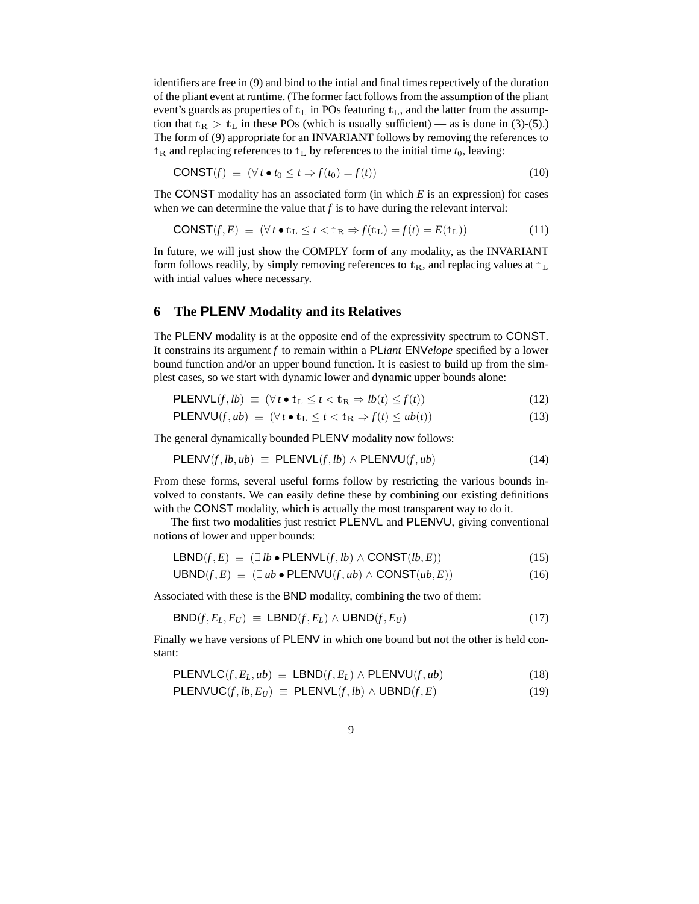identifiers are free in (9) and bind to the intial and final times repectively of the duration of the pliant event at runtime. (The former fact follows from the assumption of the pliant event's guards as properties of $\mathbb{t}_{\mathrm{L}}$ in POs featuring $\mathbb{t}_{\mathrm{L}}$, and the latter from the assumption that $\mathbb{t}_{\mathrm{R}} > \mathbb{t}_{\mathrm{L}}$ in these POs (which is usually sufficient) — as is done in (3)-(5).) The form of (9) appropriate for an INVARIANT follows by removing the references to $\mathbb{t}_{\mathrm{R}}$ and replacing references to $\mathbb{t}_{\mathrm{L}}$ by references to the initial time $t_0$, leaving:

$$\mathsf{CONST}(f) \;\equiv\; (\forall\, t \bullet t_0 \leq t \Rightarrow f(t_0) = f(t)) \tag{10}$$

The CONST modality has an associated form (in which $E$ is an expression) for cases when we can determine the value that $f$ is to have during the relevant interval:

$$\mathsf{CONST}(f,E) \;\equiv\; (\forall\, t \bullet \mathbb{t}_{\mathrm{L}} \leq t < \mathbb{t}_{\mathrm{R}} \Rightarrow f(\mathbb{t}_{\mathrm{L}}) = f(t) = E(\mathbb{t}_{\mathrm{L}})) \tag{11}$$

In future, we will just show the COMPLY form of any modality, as the INVARIANT form follows readily, by simply removing references to $\mathbb{t}_{\mathrm{R}}$, and replacing values at $\mathbb{t}_{\mathrm{L}}$ with intial values where necessary.

## 6 The PLENV Modality and its Relatives

The PLENV modality is at the opposite end of the expressivity spectrum to CONST. It constrains its argument $f$ to remain within a PL*iant* ENV*elope* specified by a lower bound function and/or an upper bound function. It is easiest to build up from the simplest cases, so we start with dynamic lower and dynamic upper bounds alone:

$$\mathsf{PLENVL}(f,lb) \;\equiv\; (\forall\, t \bullet \mathbb{t}_{\mathrm{L}} \leq t < \mathbb{t}_{\mathrm{R}} \Rightarrow lb(t) \leq f(t)) \tag{12}$$

$$\mathsf{PLENVU}(f,ub) \;\equiv\; (\forall\, t \bullet \mathbb{t}_{\mathrm{L}} \leq t < \mathbb{t}_{\mathrm{R}} \Rightarrow f(t) \leq ub(t)) \tag{13}$$

The general dynamically bounded PLENV modality now follows:

$$\mathsf{PLENV}(f,lb,ub) \;\equiv\; \mathsf{PLENVL}(f,lb) \wedge \mathsf{PLENVU}(f,ub) \tag{14}$$

From these forms, several useful forms follow by restricting the various bounds involved to constants. We can easily define these by combining our existing definitions with the CONST modality, which is actually the most transparent way to do it.

The first two modalities just restrict PLENVL and PLENVU, giving conventional notions of lower and upper bounds:

$$\mathsf{LBND}(f,E) \;\equiv\; (\exists\, lb \bullet \mathsf{PLENVL}(f,lb) \wedge \mathsf{CONST}(lb,E)) \tag{15}$$

$$\mathsf{UBND}(f,E) \;\equiv\; (\exists\, ub \bullet \mathsf{PLENVU}(f,ub) \wedge \mathsf{CONST}(ub,E)) \tag{16}$$

Associated with these is the BND modality, combining the two of them:

$$\mathsf{BND}(f,E_L,E_U) \;\equiv\; \mathsf{LBND}(f,E_L) \wedge \mathsf{UBND}(f,E_U) \tag{17}$$

Finally we have versions of PLENV in which one bound but not the other is held constant:

$$\mathsf{PLENVLC}(f,E_L,ub) \;\equiv\; \mathsf{LBND}(f,E_L) \wedge \mathsf{PLENVU}(f,ub) \tag{18}$$

$$\mathsf{PLENVUC}(f,lb,E_U) \;\equiv\; \mathsf{PLENVL}(f,lb) \wedge \mathsf{UBND}(f,E) \tag{19}$$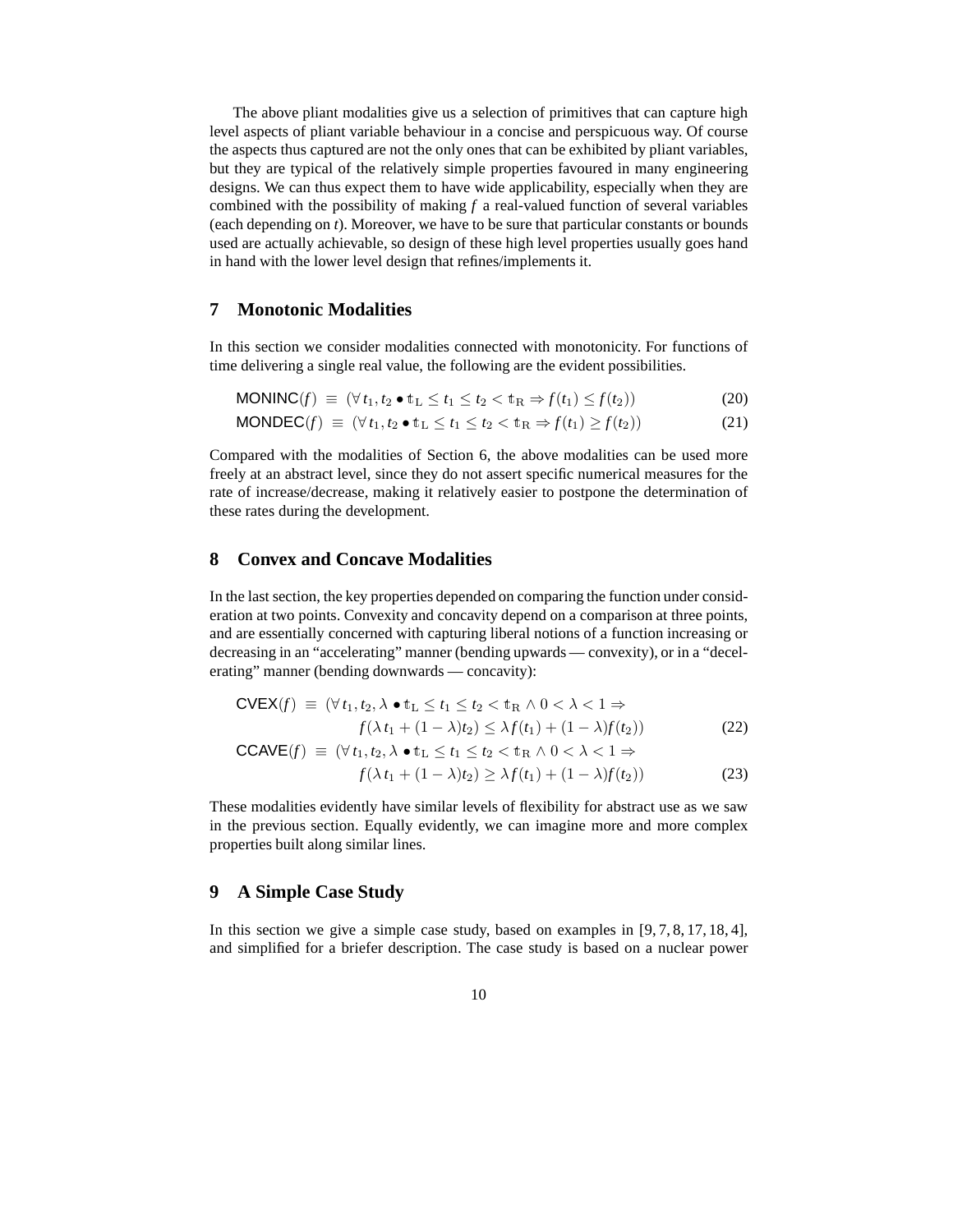The above pliant modalities give us a selection of primitives that can capture high level aspects of pliant variable behaviour in a concise and perspicuous way. Of course the aspects thus captured are not the only ones that can be exhibited by pliant variables, but they are typical of the relatively simple properties favoured in many engineering designs. We can thus expect them to have wide applicability, especially when they are combined with the possibility of making $f$ a real-valued function of several variables (each depending on $t$). Moreover, we have to be sure that particular constants or bounds used are actually achievable, so design of these high level properties usually goes hand in hand with the lower level design that refines/implements it.

## 7 Monotonic Modalities

In this section we consider modalities connected with monotonicity. For functions of time delivering a single real value, the following are the evident possibilities.

$$\mathsf{MONINC}(f) \;\equiv\; (\forall\, t_1, t_2 \bullet \mathbb{t}_{\mathrm{L}} \leq t_1 \leq t_2 < \mathbb{t}_{\mathrm{R}} \Rightarrow f(t_1) \leq f(t_2)) \tag{20}$$

$$\mathsf{MONDEC}(f) \;\equiv\; (\forall\, t_1, t_2 \bullet \mathbb{t}_{\mathrm{L}} \leq t_1 \leq t_2 < \mathbb{t}_{\mathrm{R}} \Rightarrow f(t_1) \geq f(t_2)) \tag{21}$$

Compared with the modalities of Section 6, the above modalities can be used more freely at an abstract level, since they do not assert specific numerical measures for the rate of increase/decrease, making it relatively easier to postpone the determination of these rates during the development.

## 8 Convex and Concave Modalities

In the last section, the key properties depended on comparing the function under consideration at two points. Convexity and concavity depend on a comparison at three points, and are essentially concerned with capturing liberal notions of a function increasing or decreasing in an "accelerating" manner (bending upwards — convexity), or in a "decelerating" manner (bending downwards — concavity):

$$\begin{aligned}\mathsf{CVEX}(f) \;\equiv\; (\forall\, t_1, t_2, \lambda \bullet \mathbb{t}_{\mathrm{L}} \leq t_1 \leq t_2 < \mathbb{t}_{\mathrm{R}} \wedge 0 < \lambda < 1 \Rightarrow \\ f(\lambda\, t_1 + (1-\lambda)t_2) \leq \lambda\, f(t_1) + (1-\lambda)f(t_2))\end{aligned} \tag{22}$$

$$\begin{aligned}\mathsf{CCAVE}(f) \;\equiv\; (\forall\, t_1, t_2, \lambda \bullet \mathbb{t}_{\mathrm{L}} \leq t_1 \leq t_2 < \mathbb{t}_{\mathrm{R}} \wedge 0 < \lambda < 1 \Rightarrow \\ f(\lambda\, t_1 + (1-\lambda)t_2) \geq \lambda\, f(t_1) + (1-\lambda)f(t_2))\end{aligned} \tag{23}$$

These modalities evidently have similar levels of flexibility for abstract use as we saw in the previous section. Equally evidently, we can imagine more and more complex properties built along similar lines.

## 9 A Simple Case Study

In this section we give a simple case study, based on examples in [9, 7, 8, 17, 18, 4], and simplified for a briefer description. The case study is based on a nuclear power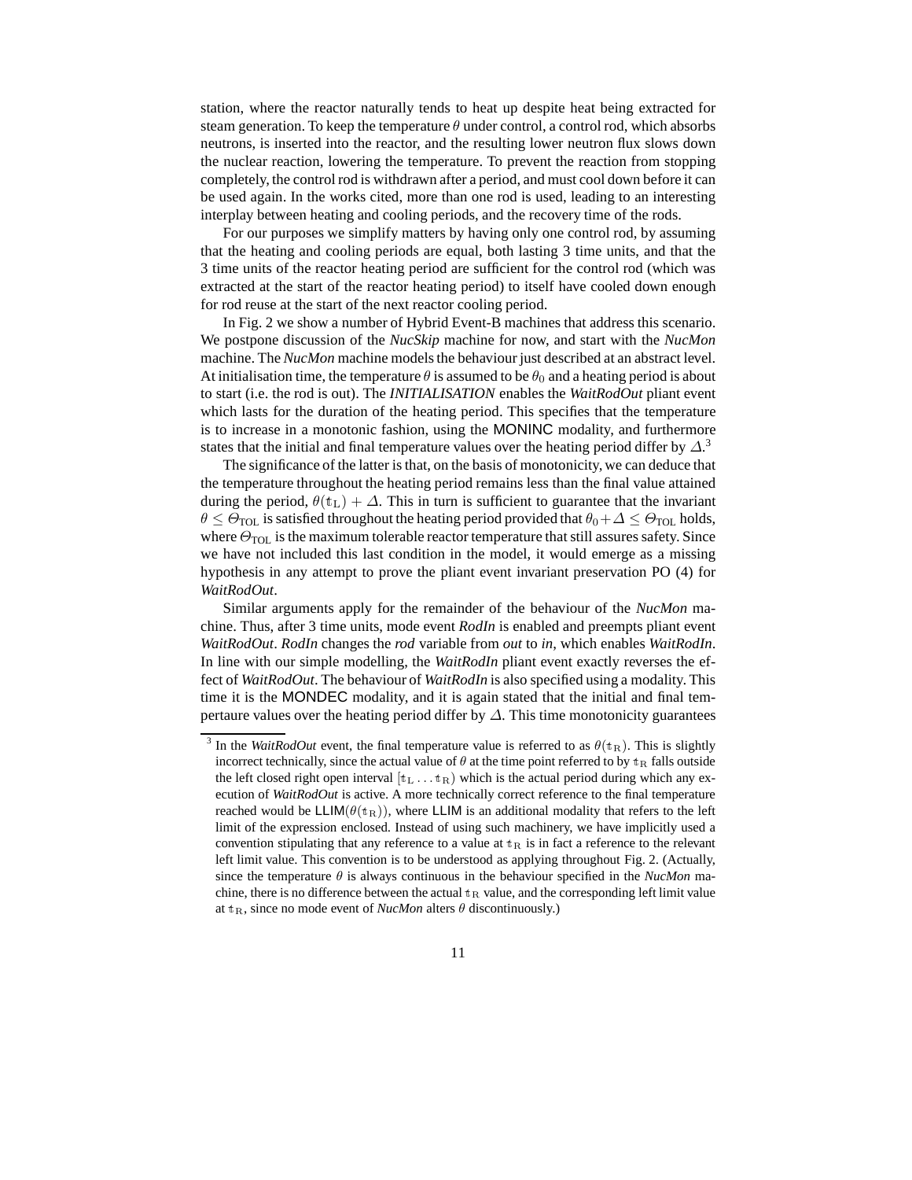station, where the reactor naturally tends to heat up despite heat being extracted for steam generation. To keep the temperature $\theta$ under control, a control rod, which absorbs neutrons, is inserted into the reactor, and the resulting lower neutron flux slows down the nuclear reaction, lowering the temperature. To prevent the reaction from stopping completely, the control rod is withdrawn after a period, and must cool down before it can be used again. In the works cited, more than one rod is used, leading to an interesting interplay between heating and cooling periods, and the recovery time of the rods.

For our purposes we simplify matters by having only one control rod, by assuming that the heating and cooling periods are equal, both lasting 3 time units, and that the 3 time units of the reactor heating period are sufficient for the control rod (which was extracted at the start of the reactor heating period) to itself have cooled down enough for rod reuse at the start of the next reactor cooling period.

In Fig. 2 we show a number of Hybrid Event-B machines that address this scenario. We postpone discussion of the *NucSkip* machine for now, and start with the *NucMon* machine. The *NucMon* machine models the behaviour just described at an abstract level. At initialisation time, the temperature $\theta$ is assumed to be $\theta_0$ and a heating period is about to start (i.e. the rod is out). The *INITIALISATION* enables the *WaitRodOut* pliant event which lasts for the duration of the heating period. This specifies that the temperature is to increase in a monotonic fashion, using the MONINC modality, and furthermore states that the initial and final temperature values over the heating period differ by $\Delta$.[3]

The significance of the latter is that, on the basis of monotonicity, we can deduce that the temperature throughout the heating period remains less than the final value attained during the period, $\theta(\mathbb{t}_{\rm L}) + \Delta$. This in turn is sufficient to guarantee that the invariant $\theta \leq \Theta_{\rm TOL}$ is satisfied throughout the heating period provided that $\theta_0 + \Delta \leq \Theta_{\rm TOL}$ holds, where $\Theta_{\rm TOL}$ is the maximum tolerable reactor temperature that still assures safety. Since we have not included this last condition in the model, it would emerge as a missing hypothesis in any attempt to prove the pliant event invariant preservation PO (4) for *WaitRodOut*.

Similar arguments apply for the remainder of the behaviour of the *NucMon* machine. Thus, after 3 time units, mode event *RodIn* is enabled and preempts pliant event *WaitRodOut*. *RodIn* changes the *rod* variable from *out* to *in*, which enables *WaitRodIn*. In line with our simple modelling, the *WaitRodIn* pliant event exactly reverses the effect of *WaitRodOut*. The behaviour of *WaitRodIn* is also specified using a modality. This time it is the MONDEC modality, and it is again stated that the initial and final tempertaure values over the heating period differ by $\Delta$. This time monotonicity guarantees

[3] In the *WaitRodOut* event, the final temperature value is referred to as $\theta(\mathbb{t}_{\rm R})$. This is slightly incorrect technically, since the actual value of $\theta$ at the time point referred to by $\mathbb{t}_{\rm R}$ falls outside the left closed right open interval $[\mathbb{t}_{\rm L} \ldots \mathbb{t}_{\rm R})$ which is the actual period during which any execution of *WaitRodOut* is active. A more technically correct reference to the final temperature reached would be $\mathsf{LLIM}(\theta(\mathbb{t}_{\rm R}))$, where LLIM is an additional modality that refers to the left limit of the expression enclosed. Instead of using such machinery, we have implicitly used a convention stipulating that any reference to a value at $\mathbb{t}_{\rm R}$ is in fact a reference to the relevant left limit value. This convention is to be understood as applying throughout Fig. 2. (Actually, since the temperature $\theta$ is always continuous in the behaviour specified in the *NucMon* machine, there is no difference between the actual $\mathbb{t}_{\rm R}$ value, and the corresponding left limit value at $\mathbb{t}_{\rm R}$, since no mode event of *NucMon* alters $\theta$ discontinuously.)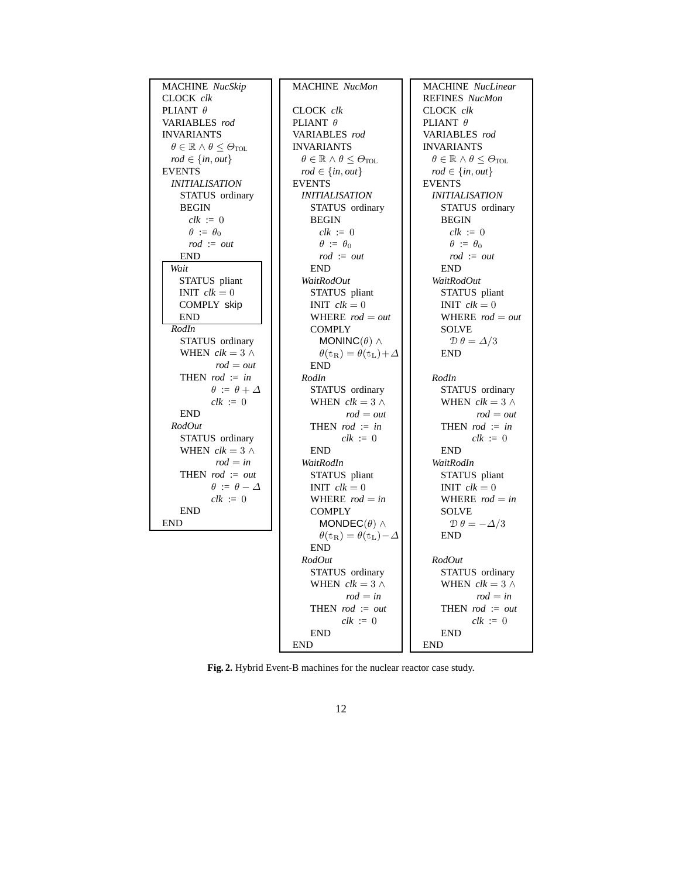```
MACHINE NucSkip
CLOCK clk
PLIANT θ
VARIABLES rod
INVARIANTS
  θ ∈ ℝ ∧ θ ≤ Θ_TOL
  rod ∈ {in, out}
EVENTS
  INITIALISATION
    STATUS ordinary
    BEGIN
      clk := 0
      θ := θ_0
      rod := out
    END
  Wait
    STATUS pliant
    INIT clk = 0
    COMPLY skip
    END
  RodIn
    STATUS ordinary
    WHEN clk = 3 ∧
         rod = out
    THEN rod := in
         θ := θ + Δ
         clk := 0
    END
  RodOut
    STATUS ordinary
    WHEN clk = 3 ∧
         rod = in
    THEN rod := out
         θ := θ − Δ
         clk := 0
    END
END
```

```
MACHINE NucMon

CLOCK clk
PLIANT θ
VARIABLES rod
INVARIANTS
  θ ∈ ℝ ∧ θ ≤ Θ_TOL
  rod ∈ {in, out}
EVENTS
  INITIALISATION
    STATUS ordinary
    BEGIN
      clk := 0
      θ := θ_0
      rod := out
    END
  WaitRodOut
    STATUS pliant
    INIT clk = 0
    WHERE rod = out
    COMPLY
      MONINC(θ) ∧
      θ(t_R) = θ(t_L) + Δ
    END
  RodIn
    STATUS ordinary
    WHEN clk = 3 ∧
         rod = out
    THEN rod := in
         clk := 0
    END
  WaitRodIn
    STATUS pliant
    INIT clk = 0
    WHERE rod = in
    COMPLY
      MONDEC(θ) ∧
      θ(t_R) = θ(t_L) − Δ
    END
  RodOut
    STATUS ordinary
    WHEN clk = 3 ∧
         rod = in
    THEN rod := out
         clk := 0
    END
END
```

```
MACHINE NucLinear
REFINES NucMon
CLOCK clk
PLIANT θ
VARIABLES rod
INVARIANTS
  θ ∈ ℝ ∧ θ ≤ Θ_TOL
  rod ∈ {in, out}
EVENTS
  INITIALISATION
    STATUS ordinary
    BEGIN
      clk := 0
      θ := θ_0
      rod := out
    END
  WaitRodOut
    STATUS pliant
    INIT clk = 0
    WHERE rod = out
    SOLVE
      D θ = Δ/3
    END

  RodIn
    STATUS ordinary
    WHEN clk = 3 ∧
         rod = out
    THEN rod := in
         clk := 0
    END
  WaitRodIn
    STATUS pliant
    INIT clk = 0
    WHERE rod = in
    SOLVE
      D θ = −Δ/3
    END

  RodOut
    STATUS ordinary
    WHEN clk = 3 ∧
         rod = in
    THEN rod := out
         clk := 0
    END
END
```

**Fig. 2.** Hybrid Event-B machines for the nuclear reactor case study.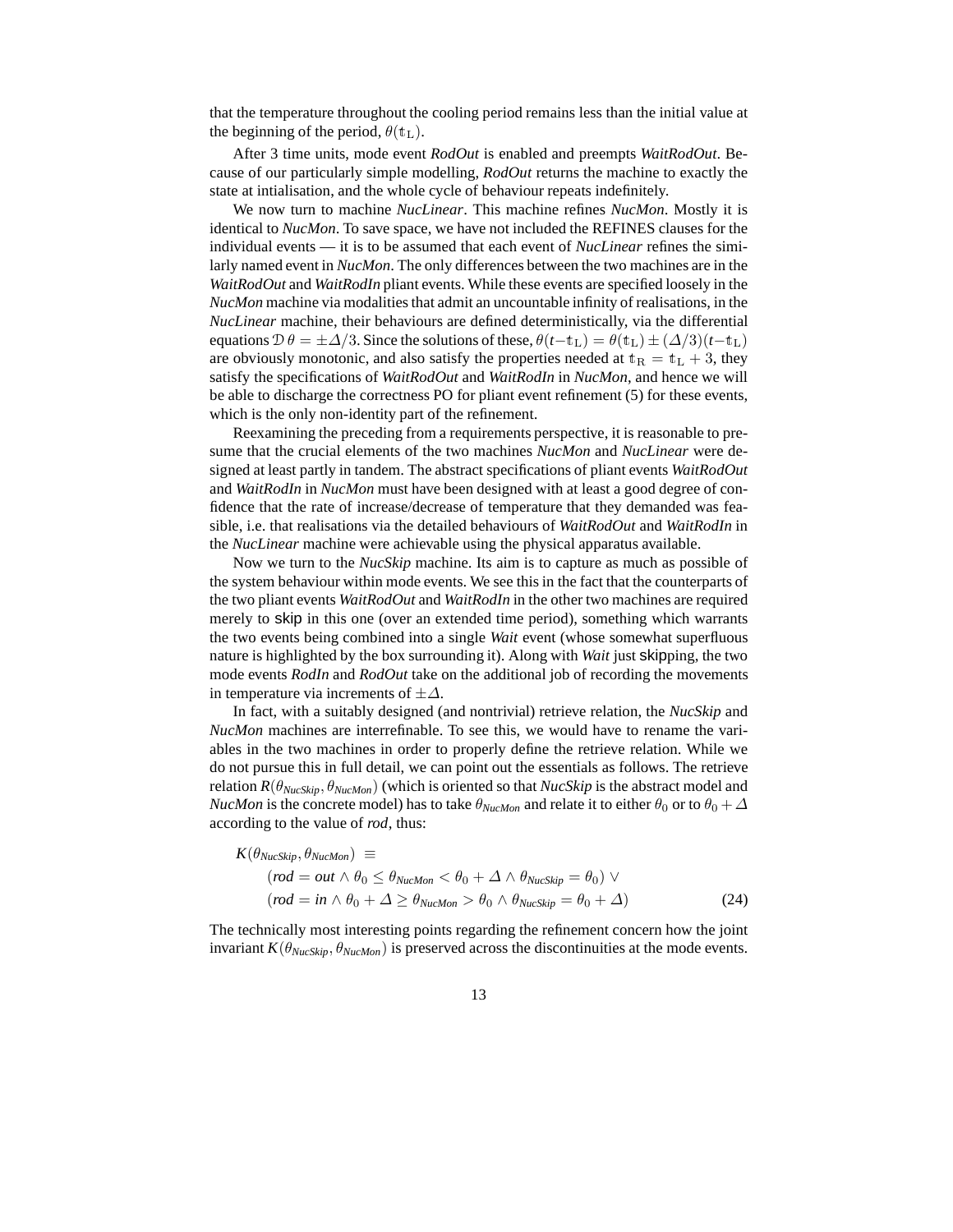that the temperature throughout the cooling period remains less than the initial value at the beginning of the period, $\theta(\mathbb{t}_{\mathrm{L}})$.

After 3 time units, mode event *RodOut* is enabled and preempts *WaitRodOut*. Because of our particularly simple modelling, *RodOut* returns the machine to exactly the state at intialisation, and the whole cycle of behaviour repeats indefinitely.

We now turn to machine *NucLinear*. This machine refines *NucMon*. Mostly it is identical to *NucMon*. To save space, we have not included the REFINES clauses for the individual events — it is to be assumed that each event of *NucLinear* refines the similarly named event in *NucMon*. The only differences between the two machines are in the *WaitRodOut* and *WaitRodIn* pliant events. While these events are specified loosely in the *NucMon* machine via modalities that admit an uncountable infinity of realisations, in the *NucLinear* machine, their behaviours are defined deterministically, via the differential equations $\mathcal{D}\,\theta = \pm\Delta/3$. Since the solutions of these, $\theta(t - \mathbb{t}_{\mathrm{L}}) = \theta(\mathbb{t}_{\mathrm{L}}) \pm (\Delta/3)(t - \mathbb{t}_{\mathrm{L}})$ are obviously monotonic, and also satisfy the properties needed at $\mathbb{t}_{\mathrm{R}} = \mathbb{t}_{\mathrm{L}} + 3$, they satisfy the specifications of *WaitRodOut* and *WaitRodIn* in *NucMon*, and hence we will be able to discharge the correctness PO for pliant event refinement (5) for these events, which is the only non-identity part of the refinement.

Reexamining the preceding from a requirements perspective, it is reasonable to presume that the crucial elements of the two machines *NucMon* and *NucLinear* were designed at least partly in tandem. The abstract specifications of pliant events *WaitRodOut* and *WaitRodIn* in *NucMon* must have been designed with at least a good degree of confidence that the rate of increase/decrease of temperature that they demanded was feasible, i.e. that realisations via the detailed behaviours of *WaitRodOut* and *WaitRodIn* in the *NucLinear* machine were achievable using the physical apparatus available.

Now we turn to the *NucSkip* machine. Its aim is to capture as much as possible of the system behaviour within mode events. We see this in the fact that the counterparts of the two pliant events *WaitRodOut* and *WaitRodIn* in the other two machines are required merely to skip in this one (over an extended time period), something which warrants the two events being combined into a single *Wait* event (whose somewhat superfluous nature is highlighted by the box surrounding it). Along with *Wait* just skipping, the two mode events *RodIn* and *RodOut* take on the additional job of recording the movements in temperature via increments of $\pm\Delta$.

In fact, with a suitably designed (and nontrivial) retrieve relation, the *NucSkip* and *NucMon* machines are interrefinable. To see this, we would have to rename the variables in the two machines in order to properly define the retrieve relation. While we do not pursue this in full detail, we can point out the essentials as follows. The retrieve relation $R(\theta_{NucSkip}, \theta_{NucMon})$ (which is oriented so that *NucSkip* is the abstract model and *NucMon* is the concrete model) has to take $\theta_{NucMon}$ and relate it to either $\theta_0$ or to $\theta_0 + \Delta$ according to the value of *rod*, thus:

$$
\begin{aligned}
& K(\theta_{NucSkip}, \theta_{NucMon}) \;\equiv \\
& \qquad (rod = out \wedge \theta_0 \leq \theta_{NucMon} < \theta_0 + \Delta \wedge \theta_{NucSkip} = \theta_0) \vee \\
& \qquad (rod = in \wedge \theta_0 + \Delta \geq \theta_{NucMon} > \theta_0 \wedge \theta_{NucSkip} = \theta_0 + \Delta) \qquad (24)
\end{aligned}
$$

The technically most interesting points regarding the refinement concern how the joint invariant $K(\theta_{NucSkip}, \theta_{NucMon})$ is preserved across the discontinuities at the mode events.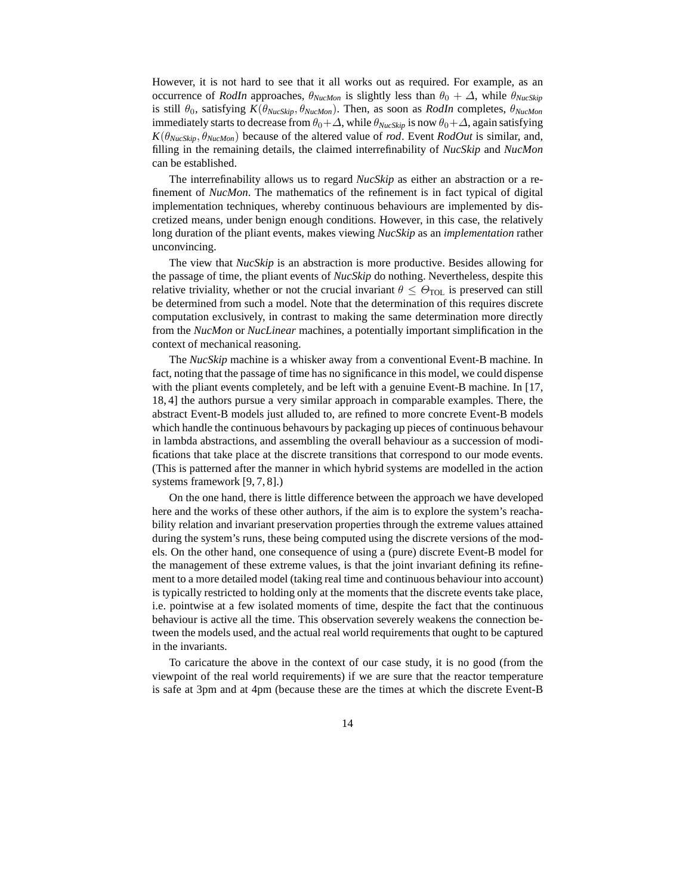However, it is not hard to see that it all works out as required. For example, as an occurrence of *RodIn* approaches, $\theta_{NucMon}$ is slightly less than $\theta_0 + \Delta$, while $\theta_{NucSkip}$ is still $\theta_0$, satisfying $K(\theta_{NucSkip}, \theta_{NucMon})$. Then, as soon as *RodIn* completes, $\theta_{NucMon}$ immediately starts to decrease from $\theta_0+\Delta$, while $\theta_{NucSkip}$ is now $\theta_0+\Delta$, again satisfying $K(\theta_{NucSkip}, \theta_{NucMon})$ because of the altered value of *rod*. Event *RodOut* is similar, and, filling in the remaining details, the claimed interrefinability of *NucSkip* and *NucMon* can be established.

The interrefinability allows us to regard *NucSkip* as either an abstraction or a refinement of *NucMon*. The mathematics of the refinement is in fact typical of digital implementation techniques, whereby continuous behaviours are implemented by discretized means, under benign enough conditions. However, in this case, the relatively long duration of the pliant events, makes viewing *NucSkip* as an *implementation* rather unconvincing.

The view that *NucSkip* is an abstraction is more productive. Besides allowing for the passage of time, the pliant events of *NucSkip* do nothing. Nevertheless, despite this relative triviality, whether or not the crucial invariant $\theta \leq \Theta_{\text{TOL}}$ is preserved can still be determined from such a model. Note that the determination of this requires discrete computation exclusively, in contrast to making the same determination more directly from the *NucMon* or *NucLinear* machines, a potentially important simplification in the context of mechanical reasoning.

The *NucSkip* machine is a whisker away from a conventional Event-B machine. In fact, noting that the passage of time has no significance in this model, we could dispense with the pliant events completely, and be left with a genuine Event-B machine. In [17, 18, 4] the authors pursue a very similar approach in comparable examples. There, the abstract Event-B models just alluded to, are refined to more concrete Event-B models which handle the continuous behavours by packaging up pieces of continuous behaviour in lambda abstractions, and assembling the overall behaviour as a succession of modifications that take place at the discrete transitions that correspond to our mode events. (This is patterned after the manner in which hybrid systems are modelled in the action systems framework [9, 7, 8].)

On the one hand, there is little difference between the approach we have developed here and the works of these other authors, if the aim is to explore the system's reachability relation and invariant preservation properties through the extreme values attained during the system's runs, these being computed using the discrete versions of the models. On the other hand, one consequence of using a (pure) discrete Event-B model for the management of these extreme values, is that the joint invariant defining its refinement to a more detailed model (taking real time and continuous behaviour into account) is typically restricted to holding only at the moments that the discrete events take place, i.e. pointwise at a few isolated moments of time, despite the fact that the continuous behaviour is active all the time. This observation severely weakens the connection between the models used, and the actual real world requirements that ought to be captured in the invariants.

To caricature the above in the context of our case study, it is no good (from the viewpoint of the real world requirements) if we are sure that the reactor temperature is safe at 3pm and at 4pm (because these are the times at which the discrete Event-B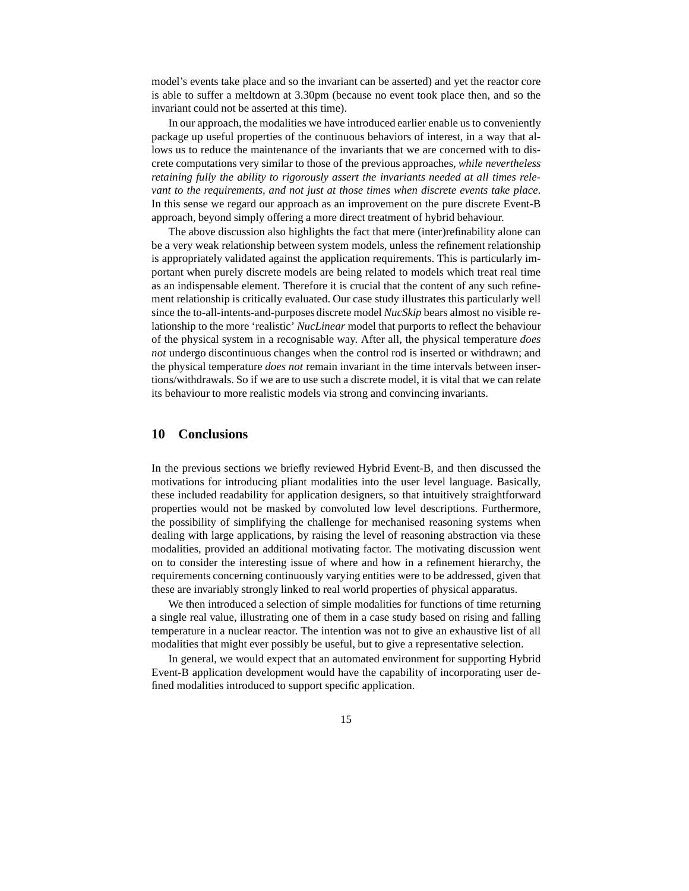model's events take place and so the invariant can be asserted) and yet the reactor core is able to suffer a meltdown at 3.30pm (because no event took place then, and so the invariant could not be asserted at this time).

In our approach, the modalities we have introduced earlier enable us to conveniently package up useful properties of the continuous behaviors of interest, in a way that allows us to reduce the maintenance of the invariants that we are concerned with to discrete computations very similar to those of the previous approaches, *while nevertheless retaining fully the ability to rigorously assert the invariants needed at all times relevant to the requirements, and not just at those times when discrete events take place*. In this sense we regard our approach as an improvement on the pure discrete Event-B approach, beyond simply offering a more direct treatment of hybrid behaviour.

The above discussion also highlights the fact that mere (inter)refinability alone can be a very weak relationship between system models, unless the refinement relationship is appropriately validated against the application requirements. This is particularly important when purely discrete models are being related to models which treat real time as an indispensable element. Therefore it is crucial that the content of any such refinement relationship is critically evaluated. Our case study illustrates this particularly well since the to-all-intents-and-purposes discrete model *NucSkip* bears almost no visible relationship to the more 'realistic' *NucLinear* model that purports to reflect the behaviour of the physical system in a recognisable way. After all, the physical temperature *does not* undergo discontinuous changes when the control rod is inserted or withdrawn; and the physical temperature *does not* remain invariant in the time intervals between insertions/withdrawals. So if we are to use such a discrete model, it is vital that we can relate its behaviour to more realistic models via strong and convincing invariants.

## 10 Conclusions

In the previous sections we briefly reviewed Hybrid Event-B, and then discussed the motivations for introducing pliant modalities into the user level language. Basically, these included readability for application designers, so that intuitively straightforward properties would not be masked by convoluted low level descriptions. Furthermore, the possibility of simplifying the challenge for mechanised reasoning systems when dealing with large applications, by raising the level of reasoning abstraction via these modalities, provided an additional motivating factor. The motivating discussion went on to consider the interesting issue of where and how in a refinement hierarchy, the requirements concerning continuously varying entities were to be addressed, given that these are invariably strongly linked to real world properties of physical apparatus.

We then introduced a selection of simple modalities for functions of time returning a single real value, illustrating one of them in a case study based on rising and falling temperature in a nuclear reactor. The intention was not to give an exhaustive list of all modalities that might ever possibly be useful, but to give a representative selection.

In general, we would expect that an automated environment for supporting Hybrid Event-B application development would have the capability of incorporating user defined modalities introduced to support specific application.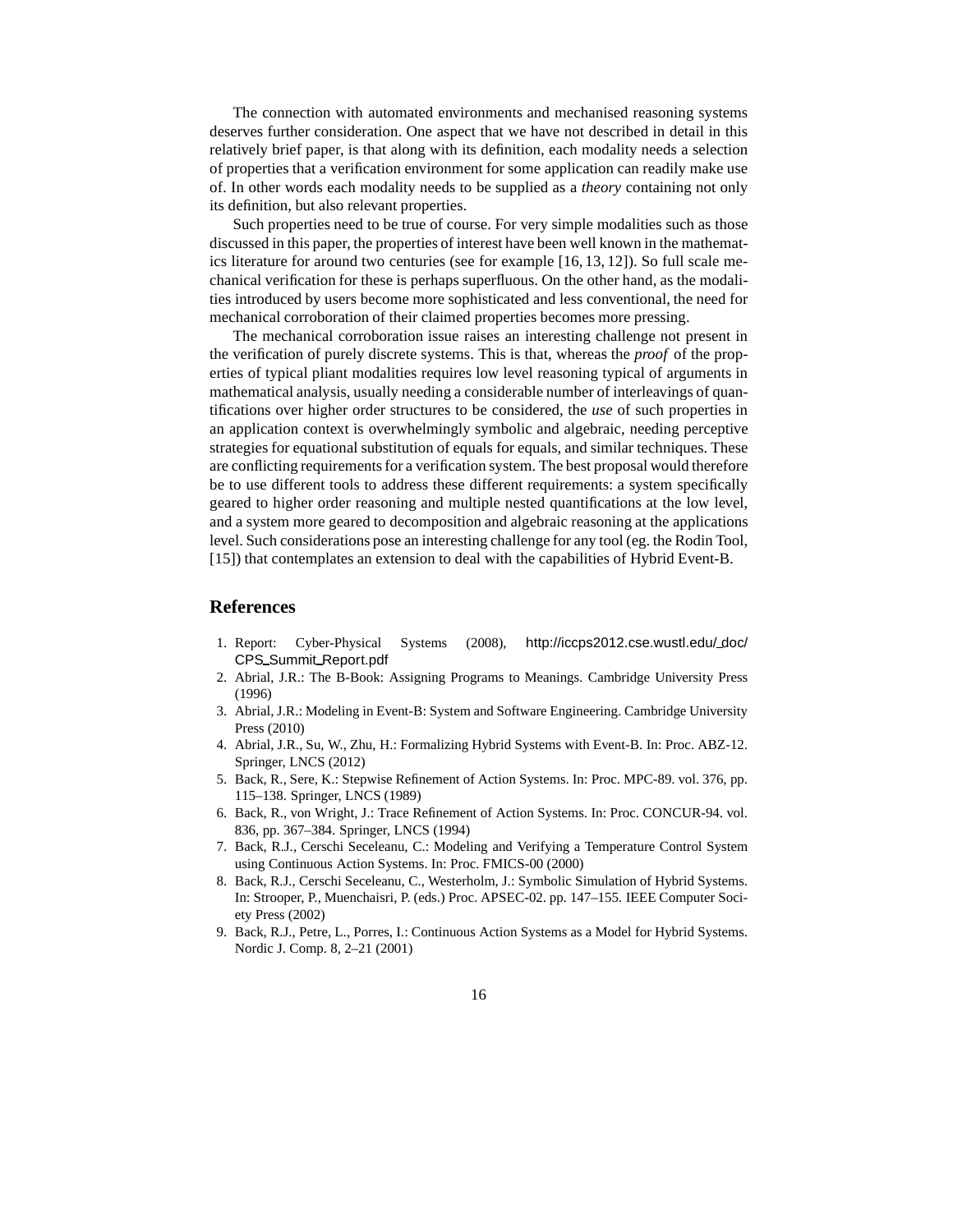The connection with automated environments and mechanised reasoning systems deserves further consideration. One aspect that we have not described in detail in this relatively brief paper, is that along with its definition, each modality needs a selection of properties that a verification environment for some application can readily make use of. In other words each modality needs to be supplied as a *theory* containing not only its definition, but also relevant properties.

Such properties need to be true of course. For very simple modalities such as those discussed in this paper, the properties of interest have been well known in the mathematics literature for around two centuries (see for example [16, 13, 12]). So full scale mechanical verification for these is perhaps superfluous. On the other hand, as the modalities introduced by users become more sophisticated and less conventional, the need for mechanical corroboration of their claimed properties becomes more pressing.

The mechanical corroboration issue raises an interesting challenge not present in the verification of purely discrete systems. This is that, whereas the *proof* of the properties of typical pliant modalities requires low level reasoning typical of arguments in mathematical analysis, usually needing a considerable number of interleavings of quantifications over higher order structures to be considered, the *use* of such properties in an application context is overwhelmingly symbolic and algebraic, needing perceptive strategies for equational substitution of equals for equals, and similar techniques. These are conflicting requirements for a verification system. The best proposal would therefore be to use different tools to address these different requirements: a system specifically geared to higher order reasoning and multiple nested quantifications at the low level, and a system more geared to decomposition and algebraic reasoning at the applications level. Such considerations pose an interesting challenge for any tool (eg. the Rodin Tool, [15]) that contemplates an extension to deal with the capabilities of Hybrid Event-B.

## References

1. Report: Cyber-Physical Systems (2008), http://iccps2012.cse.wustl.edu/_doc/CPS_Summit_Report.pdf
2. Abrial, J.R.: The B-Book: Assigning Programs to Meanings. Cambridge University Press (1996)
3. Abrial, J.R.: Modeling in Event-B: System and Software Engineering. Cambridge University Press (2010)
4. Abrial, J.R., Su, W., Zhu, H.: Formalizing Hybrid Systems with Event-B. In: Proc. ABZ-12. Springer, LNCS (2012)
5. Back, R., Sere, K.: Stepwise Refinement of Action Systems. In: Proc. MPC-89. vol. 376, pp. 115–138. Springer, LNCS (1989)
6. Back, R., von Wright, J.: Trace Refinement of Action Systems. In: Proc. CONCUR-94. vol. 836, pp. 367–384. Springer, LNCS (1994)
7. Back, R.J., Cerschi Seceleanu, C.: Modeling and Verifying a Temperature Control System using Continuous Action Systems. In: Proc. FMICS-00 (2000)
8. Back, R.J., Cerschi Seceleanu, C., Westerholm, J.: Symbolic Simulation of Hybrid Systems. In: Strooper, P., Muenchaisri, P. (eds.) Proc. APSEC-02. pp. 147–155. IEEE Computer Society Press (2002)
9. Back, R.J., Petre, L., Porres, I.: Continuous Action Systems as a Model for Hybrid Systems. Nordic J. Comp. 8, 2–21 (2001)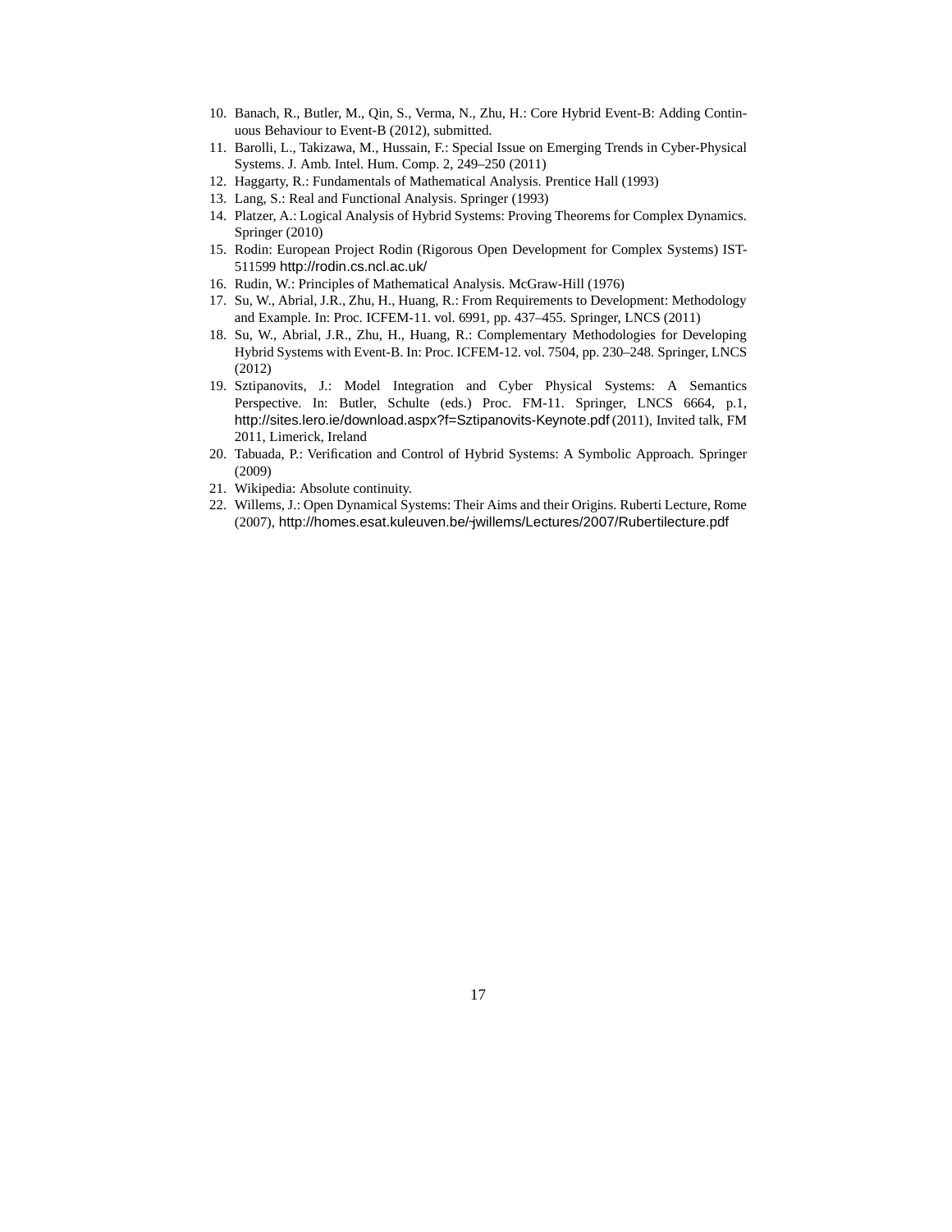10. Banach, R., Butler, M., Qin, S., Verma, N., Zhu, H.: Core Hybrid Event-B: Adding Continuous Behaviour to Event-B (2012), submitted.
11. Barolli, L., Takizawa, M., Hussain, F.: Special Issue on Emerging Trends in Cyber-Physical Systems. J. Amb. Intel. Hum. Comp. 2, 249–250 (2011)
12. Haggarty, R.: Fundamentals of Mathematical Analysis. Prentice Hall (1993)
13. Lang, S.: Real and Functional Analysis. Springer (1993)
14. Platzer, A.: Logical Analysis of Hybrid Systems: Proving Theorems for Complex Dynamics. Springer (2010)
15. Rodin: European Project Rodin (Rigorous Open Development for Complex Systems) IST-511599 http://rodin.cs.ncl.ac.uk/
16. Rudin, W.: Principles of Mathematical Analysis. McGraw-Hill (1976)
17. Su, W., Abrial, J.R., Zhu, H., Huang, R.: From Requirements to Development: Methodology and Example. In: Proc. ICFEM-11. vol. 6991, pp. 437–455. Springer, LNCS (2011)
18. Su, W., Abrial, J.R., Zhu, H., Huang, R.: Complementary Methodologies for Developing Hybrid Systems with Event-B. In: Proc. ICFEM-12. vol. 7504, pp. 230–248. Springer, LNCS (2012)
19. Sztipanovits, J.: Model Integration and Cyber Physical Systems: A Semantics Perspective. In: Butler, Schulte (eds.) Proc. FM-11. Springer, LNCS 6664, p.1, http://sites.lero.ie/download.aspx?f=Sztipanovits-Keynote.pdf (2011), Invited talk, FM 2011, Limerick, Ireland
20. Tabuada, P.: Verification and Control of Hybrid Systems: A Symbolic Approach. Springer (2009)
21. Wikipedia: Absolute continuity.
22. Willems, J.: Open Dynamical Systems: Their Aims and their Origins. Ruberti Lecture, Rome (2007), http://homes.esat.kuleuven.be/~jwillems/Lectures/2007/Rubertilecture.pdf